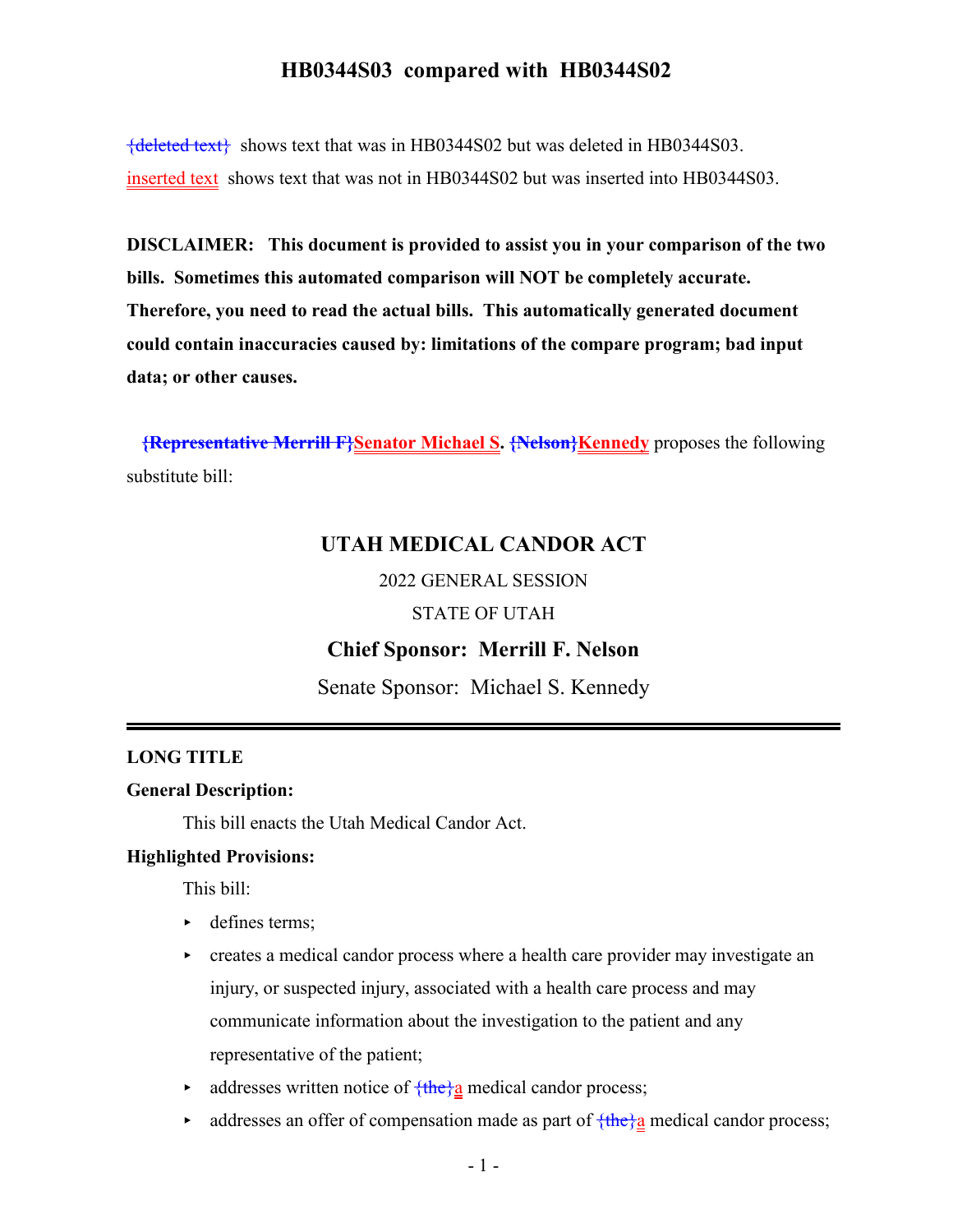# HB0344S03 compared with HB0344S02

{deleted text} shows text that was in HB0344S02 but was deleted in HB0344S03.

inserted text shows text that was not in HB0344S02 but was inserted into HB0344S03.

**DISCLAIMER: This document is provided to assist you in your comparison of the two bills. Sometimes this automated comparison will NOT be completely accurate. Therefore, you need to read the actual bills. This automatically generated document could contain inaccuracies caused by: limitations of the compare program; bad input data; or other causes.**

**{Representative Merrill F}Senator Michael S. {Nelson}Kennedy** proposes the following substitute bill:

## UTAH MEDICAL CANDOR ACT

2022 GENERAL SESSION

STATE OF UTAH

**Chief Sponsor: Merrill F. Nelson**

Senate Sponsor: Michael S. Kennedy

---

**LONG TITLE**

**General Description:**

This bill enacts the Utah Medical Candor Act.

**Highlighted Provisions:**

This bill:

- defines terms;
- creates a medical candor process where a health care provider may investigate an injury, or suspected injury, associated with a health care process and may communicate information about the investigation to the patient and any representative of the patient;
- addresses written notice of {the}a medical candor process;
- addresses an offer of compensation made as part of {the}a medical candor process;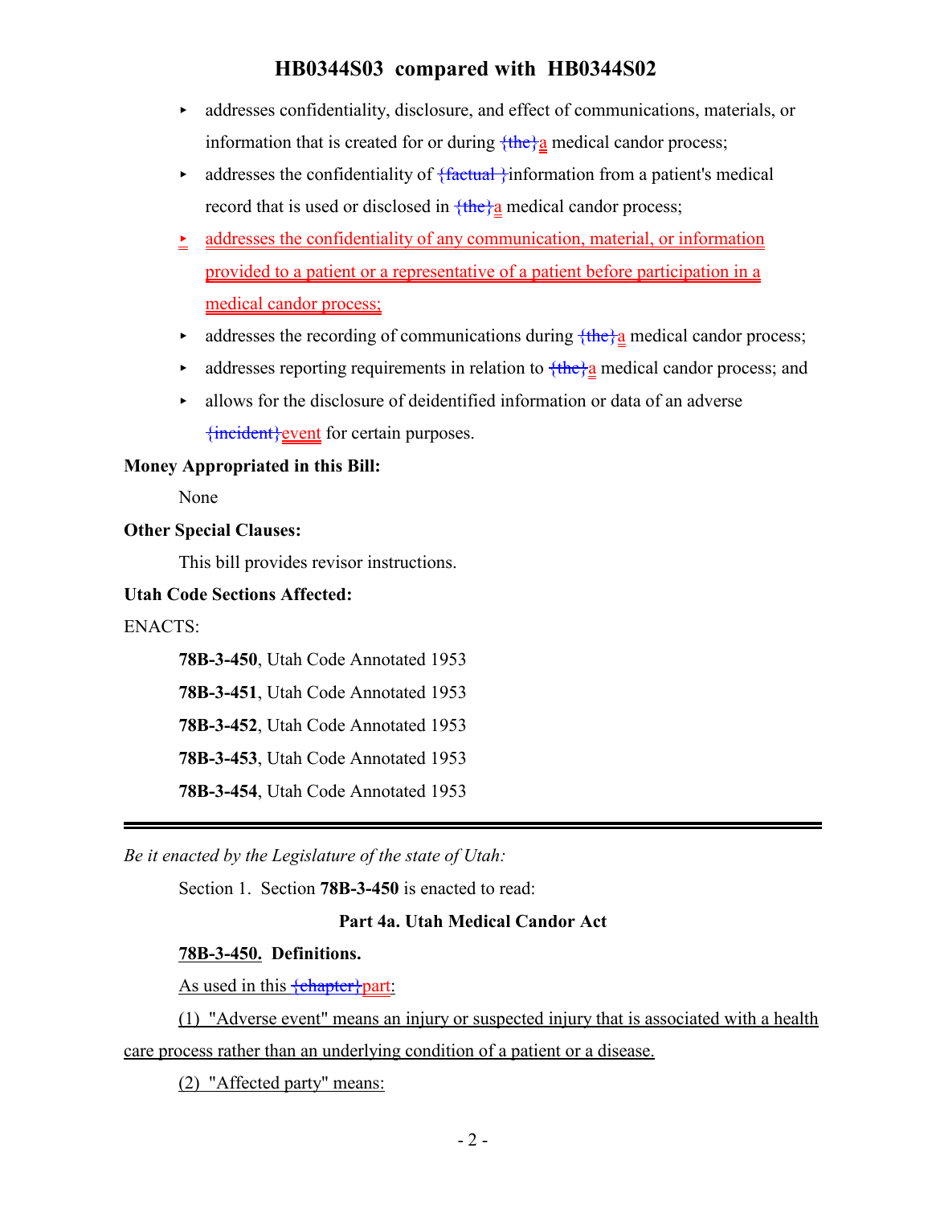- addresses confidentiality, disclosure, and effect of communications, materials, or information that is created for or during {the}a medical candor process;
- addresses the confidentiality of {factual }information from a patient's medical record that is used or disclosed in {the}a medical candor process;
- addresses the confidentiality of any communication, material, or information provided to a patient or a representative of a patient before participation in a medical candor process;
- addresses the recording of communications during {the}a medical candor process;
- addresses reporting requirements in relation to {the}a medical candor process; and
- allows for the disclosure of deidentified information or data of an adverse {incident}event for certain purposes.

**Money Appropriated in this Bill:**

None

**Other Special Clauses:**

This bill provides revisor instructions.

**Utah Code Sections Affected:**

ENACTS:

**78B-3-450**, Utah Code Annotated 1953

**78B-3-451**, Utah Code Annotated 1953

**78B-3-452**, Utah Code Annotated 1953

**78B-3-453**, Utah Code Annotated 1953

**78B-3-454**, Utah Code Annotated 1953

---

*Be it enacted by the Legislature of the state of Utah:*

Section 1. Section **78B-3-450** is enacted to read:

**Part 4a. Utah Medical Candor Act**

**78B-3-450. Definitions.**

As used in this {chapter}part:

(1) "Adverse event" means an injury or suspected injury that is associated with a health care process rather than an underlying condition of a patient or a disease.

(2) "Affected party" means: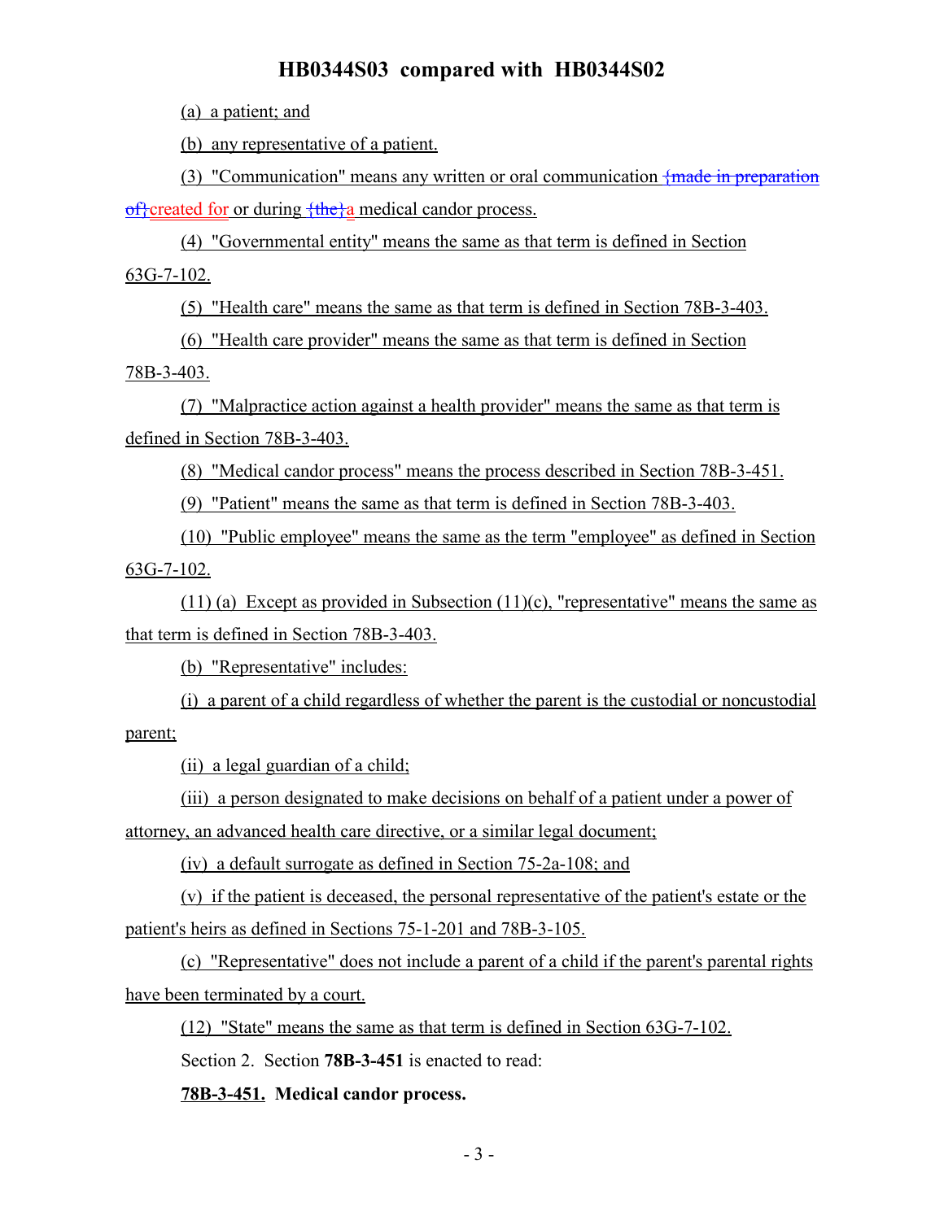(a) a patient; and

(b) any representative of a patient.

(3) "Communication" means any written or oral communication {made in preparation of}created for or during {the}a medical candor process.

(4) "Governmental entity" means the same as that term is defined in Section 63G-7-102.

(5) "Health care" means the same as that term is defined in Section 78B-3-403.

(6) "Health care provider" means the same as that term is defined in Section 78B-3-403.

(7) "Malpractice action against a health provider" means the same as that term is defined in Section 78B-3-403.

(8) "Medical candor process" means the process described in Section 78B-3-451.

(9) "Patient" means the same as that term is defined in Section 78B-3-403.

(10) "Public employee" means the same as the term "employee" as defined in Section 63G-7-102.

(11) (a) Except as provided in Subsection (11)(c), "representative" means the same as that term is defined in Section 78B-3-403.

(b) "Representative" includes:

(i) a parent of a child regardless of whether the parent is the custodial or noncustodial parent;

(ii) a legal guardian of a child;

(iii) a person designated to make decisions on behalf of a patient under a power of attorney, an advanced health care directive, or a similar legal document;

(iv) a default surrogate as defined in Section 75-2a-108; and

(v) if the patient is deceased, the personal representative of the patient's estate or the patient's heirs as defined in Sections 75-1-201 and 78B-3-105.

(c) "Representative" does not include a parent of a child if the parent's parental rights have been terminated by a court.

(12) "State" means the same as that term is defined in Section 63G-7-102.

Section 2. Section **78B-3-451** is enacted to read:

**78B-3-451. Medical candor process.**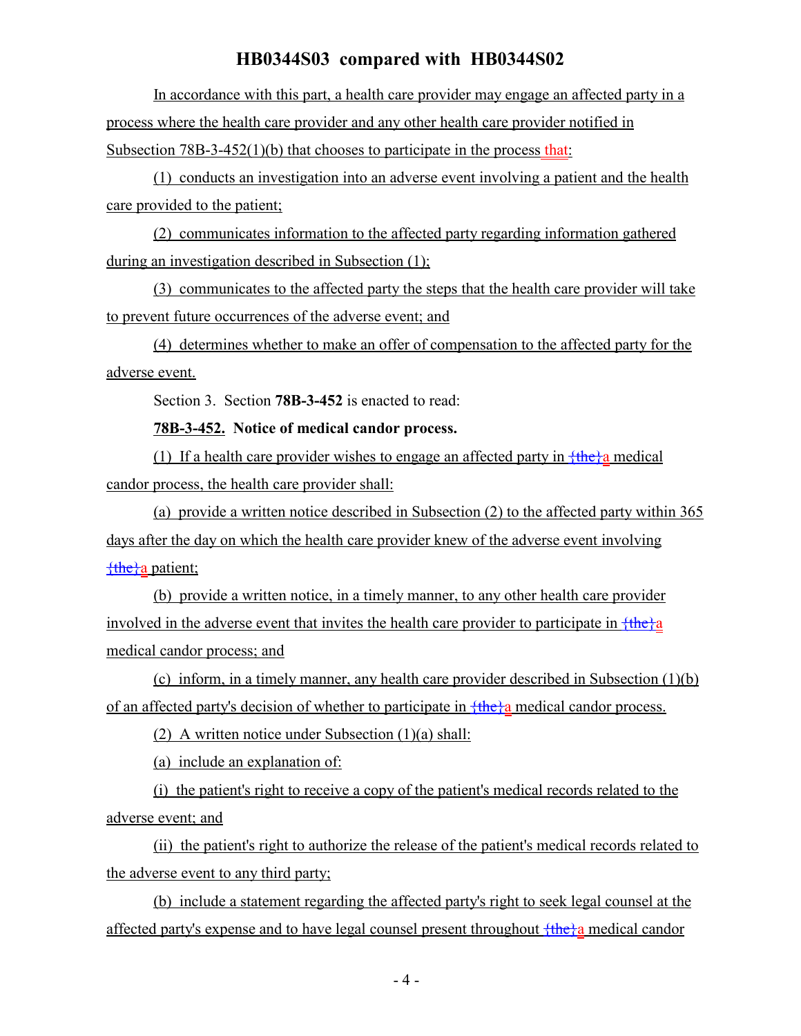In accordance with this part, a health care provider may engage an affected party in a process where the health care provider and any other health care provider notified in Subsection 78B-3-452(1)(b) that chooses to participate in the process that:

(1) conducts an investigation into an adverse event involving a patient and the health care provided to the patient;

(2) communicates information to the affected party regarding information gathered during an investigation described in Subsection (1);

(3) communicates to the affected party the steps that the health care provider will take to prevent future occurrences of the adverse event; and

(4) determines whether to make an offer of compensation to the affected party for the adverse event.

Section 3. Section **78B-3-452** is enacted to read:

**78B-3-452. Notice of medical candor process.**

(1) If a health care provider wishes to engage an affected party in {the}a medical candor process, the health care provider shall:

(a) provide a written notice described in Subsection (2) to the affected party within 365 days after the day on which the health care provider knew of the adverse event involving {the}a patient;

(b) provide a written notice, in a timely manner, to any other health care provider involved in the adverse event that invites the health care provider to participate in {the}a medical candor process; and

(c) inform, in a timely manner, any health care provider described in Subsection (1)(b) of an affected party's decision of whether to participate in {the}a medical candor process.

(2) A written notice under Subsection (1)(a) shall:

(a) include an explanation of:

(i) the patient's right to receive a copy of the patient's medical records related to the adverse event; and

(ii) the patient's right to authorize the release of the patient's medical records related to the adverse event to any third party;

(b) include a statement regarding the affected party's right to seek legal counsel at the affected party's expense and to have legal counsel present throughout {the}a medical candor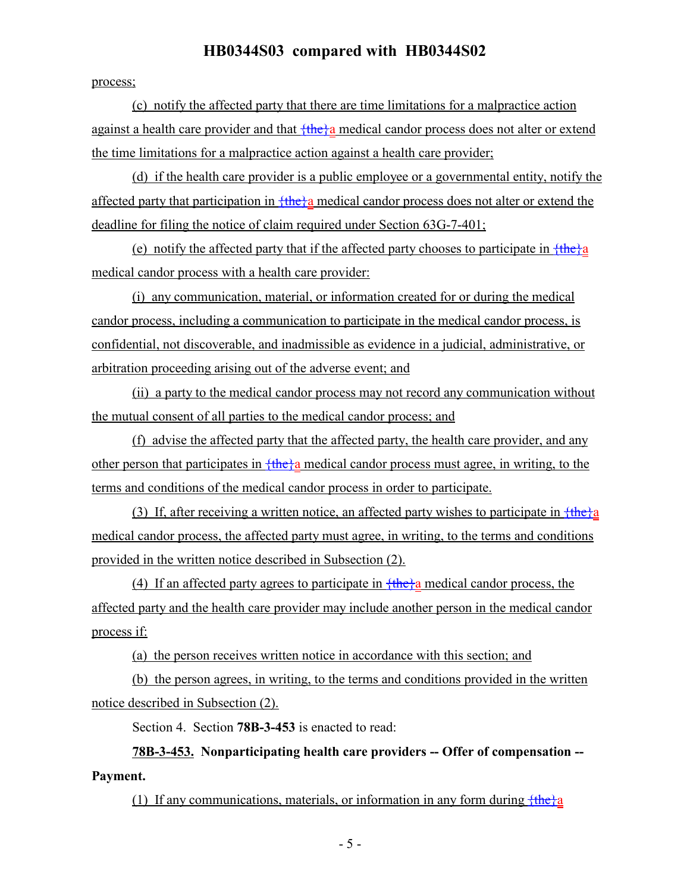process;

(c) notify the affected party that there are time limitations for a malpractice action against a health care provider and that {the}a medical candor process does not alter or extend the time limitations for a malpractice action against a health care provider;

(d) if the health care provider is a public employee or a governmental entity, notify the affected party that participation in {the}a medical candor process does not alter or extend the deadline for filing the notice of claim required under Section 63G-7-401;

(e) notify the affected party that if the affected party chooses to participate in {the}a medical candor process with a health care provider:

(i) any communication, material, or information created for or during the medical candor process, including a communication to participate in the medical candor process, is confidential, not discoverable, and inadmissible as evidence in a judicial, administrative, or arbitration proceeding arising out of the adverse event; and

(ii) a party to the medical candor process may not record any communication without the mutual consent of all parties to the medical candor process; and

(f) advise the affected party that the affected party, the health care provider, and any other person that participates in {the}a medical candor process must agree, in writing, to the terms and conditions of the medical candor process in order to participate.

(3) If, after receiving a written notice, an affected party wishes to participate in {the}a medical candor process, the affected party must agree, in writing, to the terms and conditions provided in the written notice described in Subsection (2).

(4) If an affected party agrees to participate in {the}a medical candor process, the affected party and the health care provider may include another person in the medical candor process if:

(a) the person receives written notice in accordance with this section; and

(b) the person agrees, in writing, to the terms and conditions provided in the written notice described in Subsection (2).

Section 4. Section **78B-3-453** is enacted to read:

**78B-3-453. Nonparticipating health care providers -- Offer of compensation -- Payment.**

(1) If any communications, materials, or information in any form during {the}a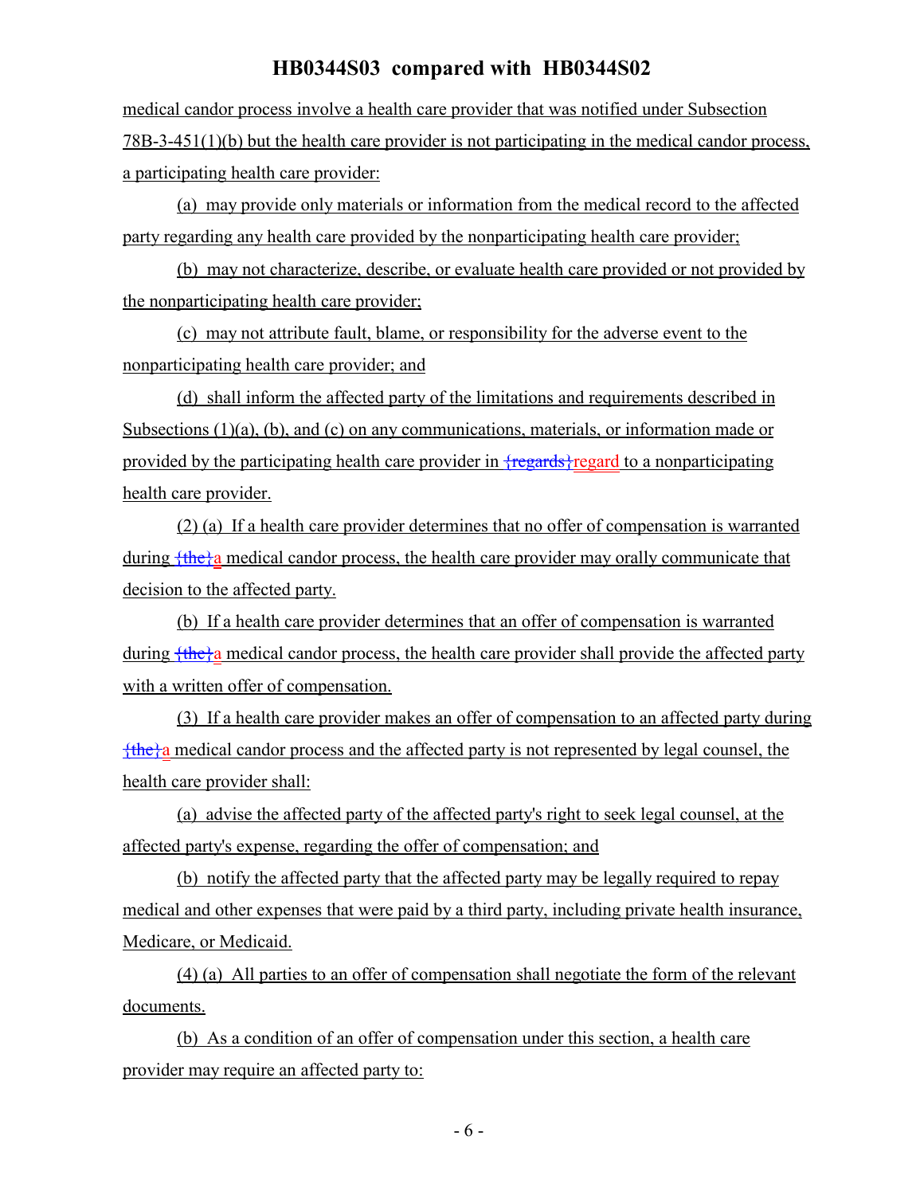medical candor process involve a health care provider that was notified under Subsection 78B-3-451(1)(b) but the health care provider is not participating in the medical candor process, a participating health care provider:

(a) may provide only materials or information from the medical record to the affected party regarding any health care provided by the nonparticipating health care provider;

(b) may not characterize, describe, or evaluate health care provided or not provided by the nonparticipating health care provider;

(c) may not attribute fault, blame, or responsibility for the adverse event to the nonparticipating health care provider; and

(d) shall inform the affected party of the limitations and requirements described in Subsections (1)(a), (b), and (c) on any communications, materials, or information made or provided by the participating health care provider in {regards}regard to a nonparticipating health care provider.

(2) (a) If a health care provider determines that no offer of compensation is warranted during {the}a medical candor process, the health care provider may orally communicate that decision to the affected party.

(b) If a health care provider determines that an offer of compensation is warranted during {the}a medical candor process, the health care provider shall provide the affected party with a written offer of compensation.

(3) If a health care provider makes an offer of compensation to an affected party during {the}a medical candor process and the affected party is not represented by legal counsel, the health care provider shall:

(a) advise the affected party of the affected party's right to seek legal counsel, at the affected party's expense, regarding the offer of compensation; and

(b) notify the affected party that the affected party may be legally required to repay medical and other expenses that were paid by a third party, including private health insurance, Medicare, or Medicaid.

(4) (a) All parties to an offer of compensation shall negotiate the form of the relevant documents.

(b) As a condition of an offer of compensation under this section, a health care provider may require an affected party to: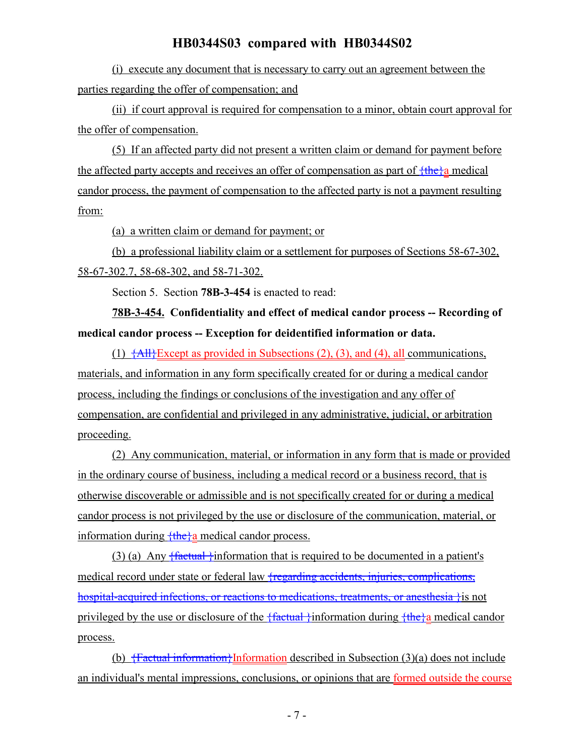(i) execute any document that is necessary to carry out an agreement between the parties regarding the offer of compensation; and

(ii) if court approval is required for compensation to a minor, obtain court approval for the offer of compensation.

(5) If an affected party did not present a written claim or demand for payment before the affected party accepts and receives an offer of compensation as part of {the}a medical candor process, the payment of compensation to the affected party is not a payment resulting from:

(a) a written claim or demand for payment; or

(b) a professional liability claim or a settlement for purposes of Sections 58-67-302, 58-67-302.7, 58-68-302, and 58-71-302.

Section 5. Section **78B-3-454** is enacted to read:

**78B-3-454. Confidentiality and effect of medical candor process -- Recording of medical candor process -- Exception for deidentified information or data.**

(1) {All}Except as provided in Subsections (2), (3), and (4), all communications, materials, and information in any form specifically created for or during a medical candor process, including the findings or conclusions of the investigation and any offer of compensation, are confidential and privileged in any administrative, judicial, or arbitration proceeding.

(2) Any communication, material, or information in any form that is made or provided in the ordinary course of business, including a medical record or a business record, that is otherwise discoverable or admissible and is not specifically created for or during a medical candor process is not privileged by the use or disclosure of the communication, material, or information during {the}a medical candor process.

(3) (a) Any {factual }information that is required to be documented in a patient's medical record under state or federal law {regarding accidents, injuries, complications, hospital-acquired infections, or reactions to medications, treatments, or anesthesia }is not privileged by the use or disclosure of the {factual }information during {the}a medical candor process.

(b) {Factual information}Information described in Subsection (3)(a) does not include an individual's mental impressions, conclusions, or opinions that are formed outside the course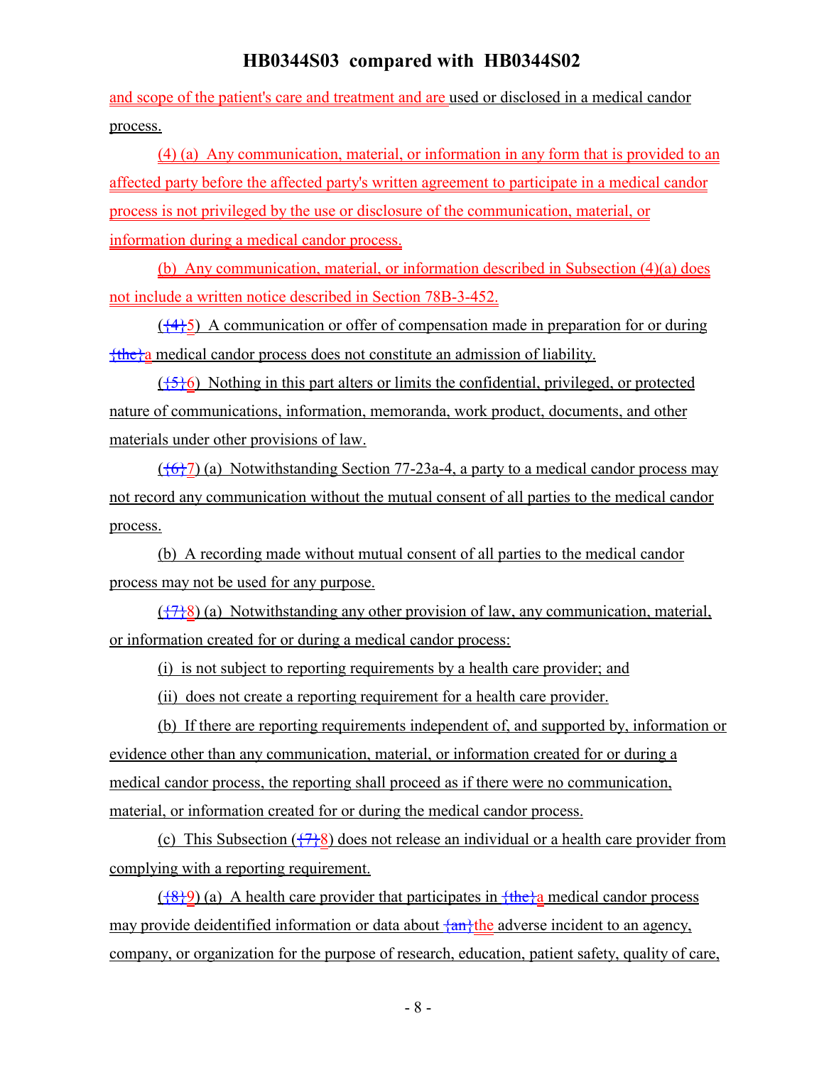and scope of the patient's care and treatment and are used or disclosed in a medical candor process.

(4) (a) Any communication, material, or information in any form that is provided to an affected party before the affected party's written agreement to participate in a medical candor process is not privileged by the use or disclosure of the communication, material, or information during a medical candor process.

(b) Any communication, material, or information described in Subsection (4)(a) does not include a written notice described in Section 78B-3-452.

({4}5) A communication or offer of compensation made in preparation for or during {the}a medical candor process does not constitute an admission of liability.

({5}6) Nothing in this part alters or limits the confidential, privileged, or protected nature of communications, information, memoranda, work product, documents, and other materials under other provisions of law.

({6}7) (a) Notwithstanding Section 77-23a-4, a party to a medical candor process may not record any communication without the mutual consent of all parties to the medical candor process.

(b) A recording made without mutual consent of all parties to the medical candor process may not be used for any purpose.

({7}8) (a) Notwithstanding any other provision of law, any communication, material, or information created for or during a medical candor process:

(i) is not subject to reporting requirements by a health care provider; and

(ii) does not create a reporting requirement for a health care provider.

(b) If there are reporting requirements independent of, and supported by, information or evidence other than any communication, material, or information created for or during a medical candor process, the reporting shall proceed as if there were no communication, material, or information created for or during the medical candor process.

(c) This Subsection ({7}8) does not release an individual or a health care provider from complying with a reporting requirement.

({8}9) (a) A health care provider that participates in {the}a medical candor process may provide deidentified information or data about {an}the adverse incident to an agency, company, or organization for the purpose of research, education, patient safety, quality of care,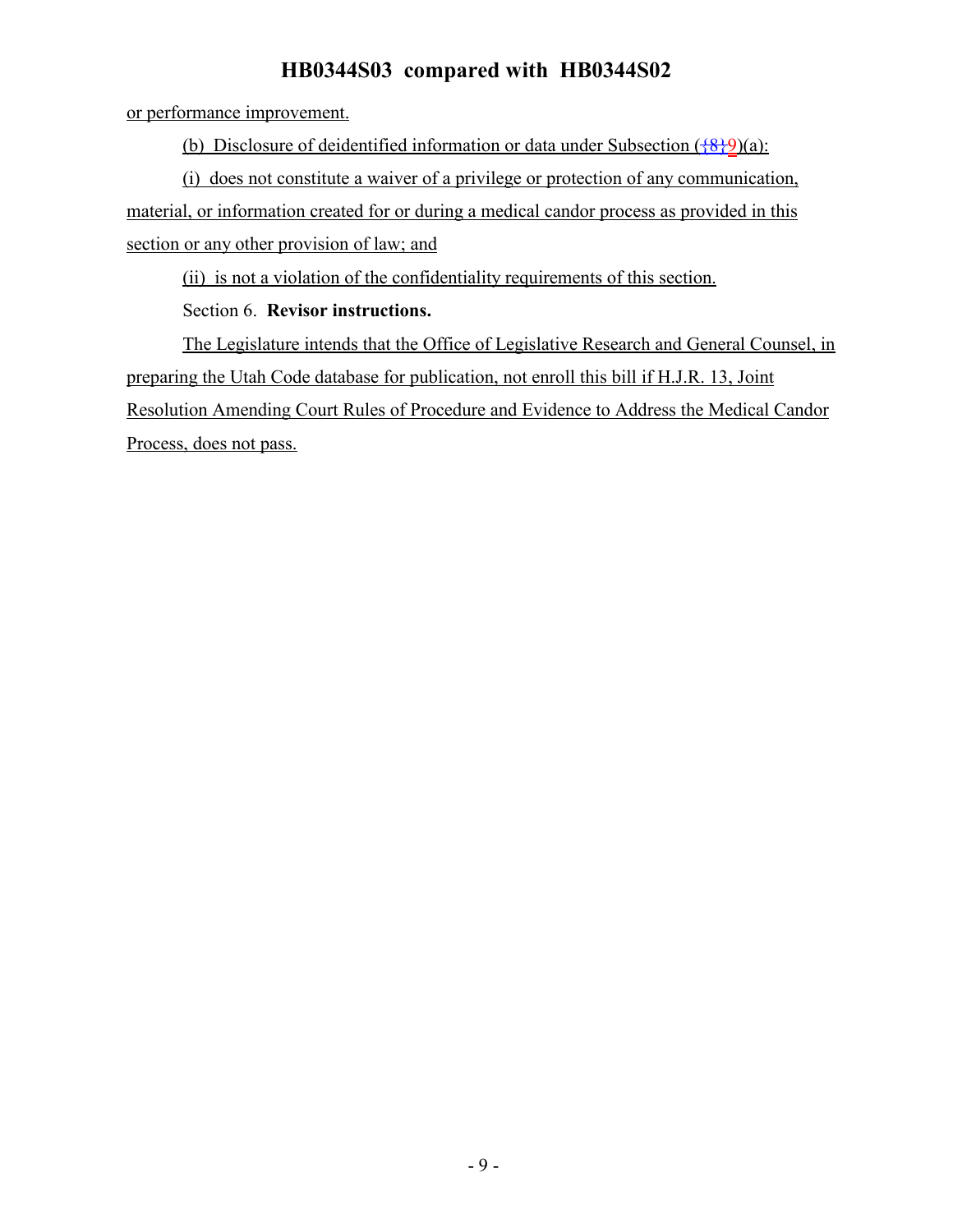or performance improvement.

(b) Disclosure of deidentified information or data under Subsection ({8}9)(a):

(i) does not constitute a waiver of a privilege or protection of any communication, material, or information created for or during a medical candor process as provided in this section or any other provision of law; and

(ii) is not a violation of the confidentiality requirements of this section.

Section 6. **Revisor instructions.**

The Legislature intends that the Office of Legislative Research and General Counsel, in preparing the Utah Code database for publication, not enroll this bill if H.J.R. 13, Joint Resolution Amending Court Rules of Procedure and Evidence to Address the Medical Candor Process, does not pass.